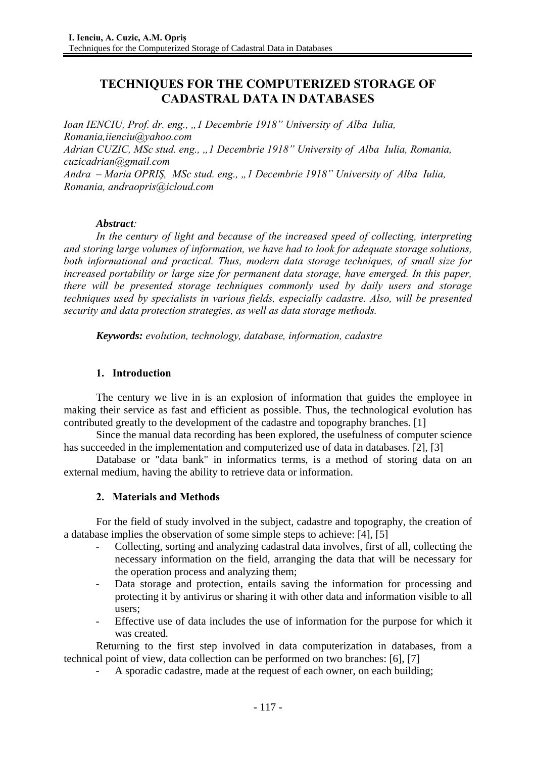# TECHNIQUES FOR THE COMPUTERIZED STORAGE OF CADASTRAL DATA IN DATABASES

*Ioan IENCIU, Prof. dr. eng., „1 Decembrie 1918" University of Alba Iulia, Romania,iienciu@yahoo.com*
*Adrian CUZIC, MSc stud. eng., „1 Decembrie 1918" University of Alba Iulia, Romania, cuzicadrian@gmail.com*
*Andra – Maria OPRIȘ, MSc stud. eng., „1 Decembrie 1918" University of Alba Iulia, Romania, andraopris@icloud.com*

***Abstract:***
*In the century of light and because of the increased speed of collecting, interpreting and storing large volumes of information, we have had to look for adequate storage solutions, both informational and practical. Thus, modern data storage techniques, of small size for increased portability or large size for permanent data storage, have emerged. In this paper, there will be presented storage techniques commonly used by daily users and storage techniques used by specialists in various fields, especially cadastre. Also, will be presented security and data protection strategies, as well as data storage methods.*

***Keywords:*** *evolution, technology, database, information, cadastre*

## 1. Introduction

The century we live in is an explosion of information that guides the employee in making their service as fast and efficient as possible. Thus, the technological evolution has contributed greatly to the development of the cadastre and topography branches. [1]

Since the manual data recording has been explored, the usefulness of computer science has succeeded in the implementation and computerized use of data in databases. [2], [3]

Database or "data bank" in informatics terms, is a method of storing data on an external medium, having the ability to retrieve data or information.

## 2. Materials and Methods

For the field of study involved in the subject, cadastre and topography, the creation of a database implies the observation of some simple steps to achieve: [4], [5]

- Collecting, sorting and analyzing cadastral data involves, first of all, collecting the necessary information on the field, arranging the data that will be necessary for the operation process and analyzing them;
- Data storage and protection, entails saving the information for processing and protecting it by antivirus or sharing it with other data and information visible to all users;
- Effective use of data includes the use of information for the purpose for which it was created.

Returning to the first step involved in data computerization in databases, from a technical point of view, data collection can be performed on two branches: [6], [7]

- A sporadic cadastre, made at the request of each owner, on each building;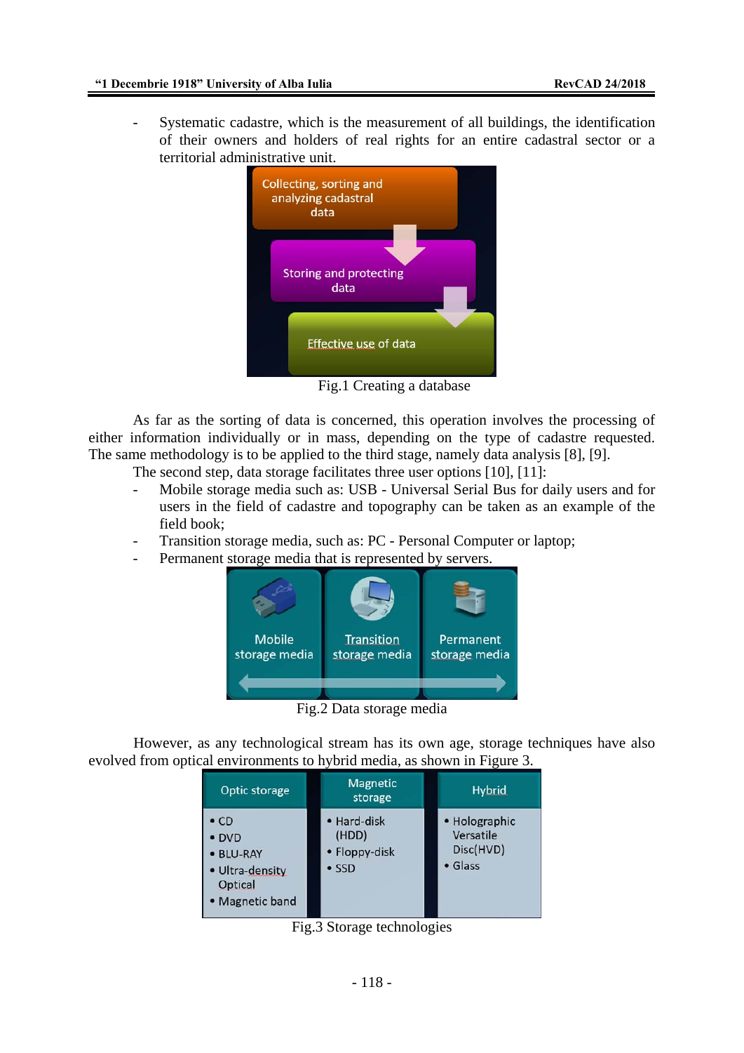- Systematic cadastre, which is the measurement of all buildings, the identification of their owners and holders of real rights for an entire cadastral sector or a territorial administrative unit.

Fig.1 Creating a database

As far as the sorting of data is concerned, this operation involves the processing of either information individually or in mass, depending on the type of cadastre requested. The same methodology is to be applied to the third stage, namely data analysis [8], [9].

The second step, data storage facilitates three user options [10], [11]:

- Mobile storage media such as: USB - Universal Serial Bus for daily users and for users in the field of cadastre and topography can be taken as an example of the field book;
- Transition storage media, such as: PC - Personal Computer or laptop;
- Permanent storage media that is represented by servers.

Fig.2 Data storage media

However, as any technological stream has its own age, storage techniques have also evolved from optical environments to hybrid media, as shown in Figure 3.

| Optic storage | Magnetic storage | Hybrid |
|---|---|---|
| • CD<br>• DVD<br>• BLU-RAY<br>• Ultra-density Optical<br>• Magnetic band | • Hard-disk (HDD)<br>• Floppy-disk<br>• SSD | • Holographic Versatile Disc(HVD)<br>• Glass |

Fig.3 Storage technologies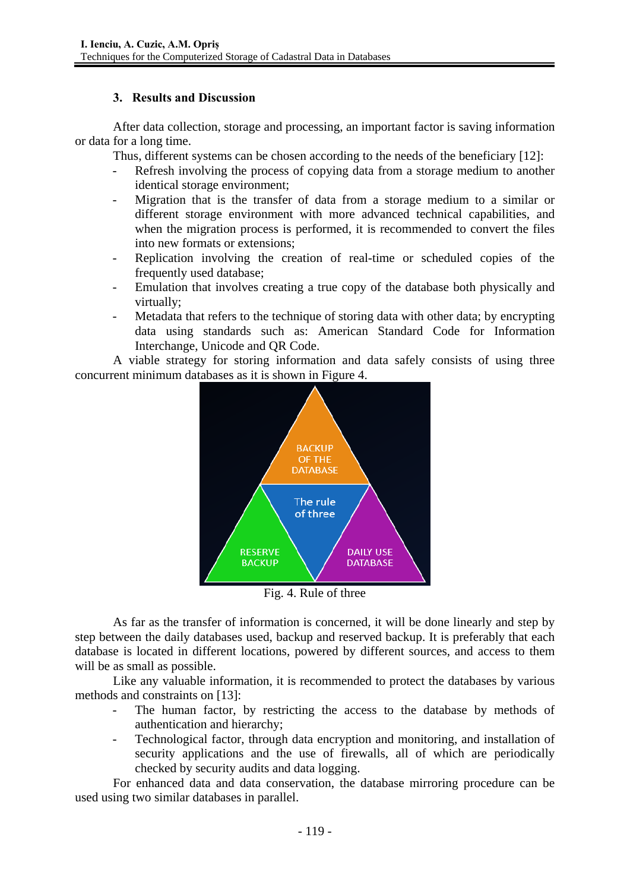### 3. Results and Discussion

After data collection, storage and processing, an important factor is saving information or data for a long time.

Thus, different systems can be chosen according to the needs of the beneficiary [12]:

- Refresh involving the process of copying data from a storage medium to another identical storage environment;
- Migration that is the transfer of data from a storage medium to a similar or different storage environment with more advanced technical capabilities, and when the migration process is performed, it is recommended to convert the files into new formats or extensions;
- Replication involving the creation of real-time or scheduled copies of the frequently used database;
- Emulation that involves creating a true copy of the database both physically and virtually;
- Metadata that refers to the technique of storing data with other data; by encrypting data using standards such as: American Standard Code for Information Interchange, Unicode and QR Code.

A viable strategy for storing information and data safely consists of using three concurrent minimum databases as it is shown in Figure 4.

Fig. 4. Rule of three

As far as the transfer of information is concerned, it will be done linearly and step by step between the daily databases used, backup and reserved backup. It is preferably that each database is located in different locations, powered by different sources, and access to them will be as small as possible.

Like any valuable information, it is recommended to protect the databases by various methods and constraints on [13]:

- The human factor, by restricting the access to the database by methods of authentication and hierarchy;
- Technological factor, through data encryption and monitoring, and installation of security applications and the use of firewalls, all of which are periodically checked by security audits and data logging.

For enhanced data and data conservation, the database mirroring procedure can be used using two similar databases in parallel.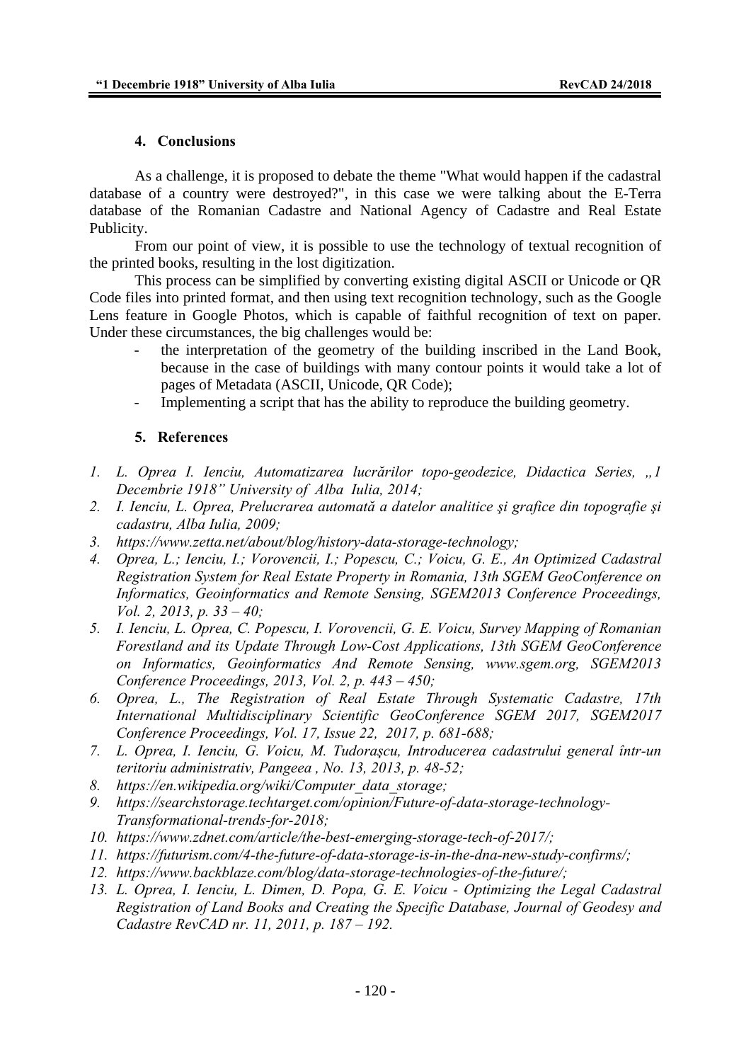## 4. Conclusions

As a challenge, it is proposed to debate the theme "What would happen if the cadastral database of a country were destroyed?", in this case we were talking about the E-Terra database of the Romanian Cadastre and National Agency of Cadastre and Real Estate Publicity.

From our point of view, it is possible to use the technology of textual recognition of the printed books, resulting in the lost digitization.

This process can be simplified by converting existing digital ASCII or Unicode or QR Code files into printed format, and then using text recognition technology, such as the Google Lens feature in Google Photos, which is capable of faithful recognition of text on paper. Under these circumstances, the big challenges would be:

- the interpretation of the geometry of the building inscribed in the Land Book, because in the case of buildings with many contour points it would take a lot of pages of Metadata (ASCII, Unicode, QR Code);
- Implementing a script that has the ability to reproduce the building geometry.

## 5. References

1. *L. Oprea I. Ienciu, Automatizarea lucrărilor topo-geodezice, Didactica Series, „1 Decembrie 1918" University of Alba Iulia, 2014;*
2. *I. Ienciu, L. Oprea, Prelucrarea automată a datelor analitice şi grafice din topografie şi cadastru, Alba Iulia, 2009;*
3. *https://www.zetta.net/about/blog/history-data-storage-technology;*
4. *Oprea, L.; Ienciu, I.; Vorovencii, I.; Popescu, C.; Voicu, G. E., An Optimized Cadastral Registration System for Real Estate Property in Romania, 13th SGEM GeoConference on Informatics, Geoinformatics and Remote Sensing, SGEM2013 Conference Proceedings, Vol. 2, 2013, p. 33 – 40;*
5. *I. Ienciu, L. Oprea, C. Popescu, I. Vorovencii, G. E. Voicu, Survey Mapping of Romanian Forestland and its Update Through Low-Cost Applications, 13th SGEM GeoConference on Informatics, Geoinformatics And Remote Sensing, www.sgem.org, SGEM2013 Conference Proceedings, 2013, Vol. 2, p. 443 – 450;*
6. *Oprea, L., The Registration of Real Estate Through Systematic Cadastre, 17th International Multidisciplinary Scientific GeoConference SGEM 2017, SGEM2017 Conference Proceedings, Vol. 17, Issue 22, 2017, p. 681-688;*
7. *L. Oprea, I. Ienciu, G. Voicu, M. Tudoraşcu, Introducerea cadastrului general într-un teritoriu administrativ, Pangeea , No. 13, 2013, p. 48-52;*
8. *https://en.wikipedia.org/wiki/Computer_data_storage;*
9. *https://searchstorage.techtarget.com/opinion/Future-of-data-storage-technology-Transformational-trends-for-2018;*
10. *https://www.zdnet.com/article/the-best-emerging-storage-tech-of-2017/;*
11. *https://futurism.com/4-the-future-of-data-storage-is-in-the-dna-new-study-confirms/;*
12. *https://www.backblaze.com/blog/data-storage-technologies-of-the-future/;*
13. *L. Oprea, I. Ienciu, L. Dimen, D. Popa, G. E. Voicu - Optimizing the Legal Cadastral Registration of Land Books and Creating the Specific Database, Journal of Geodesy and Cadastre RevCAD nr. 11, 2011, p. 187 – 192.*